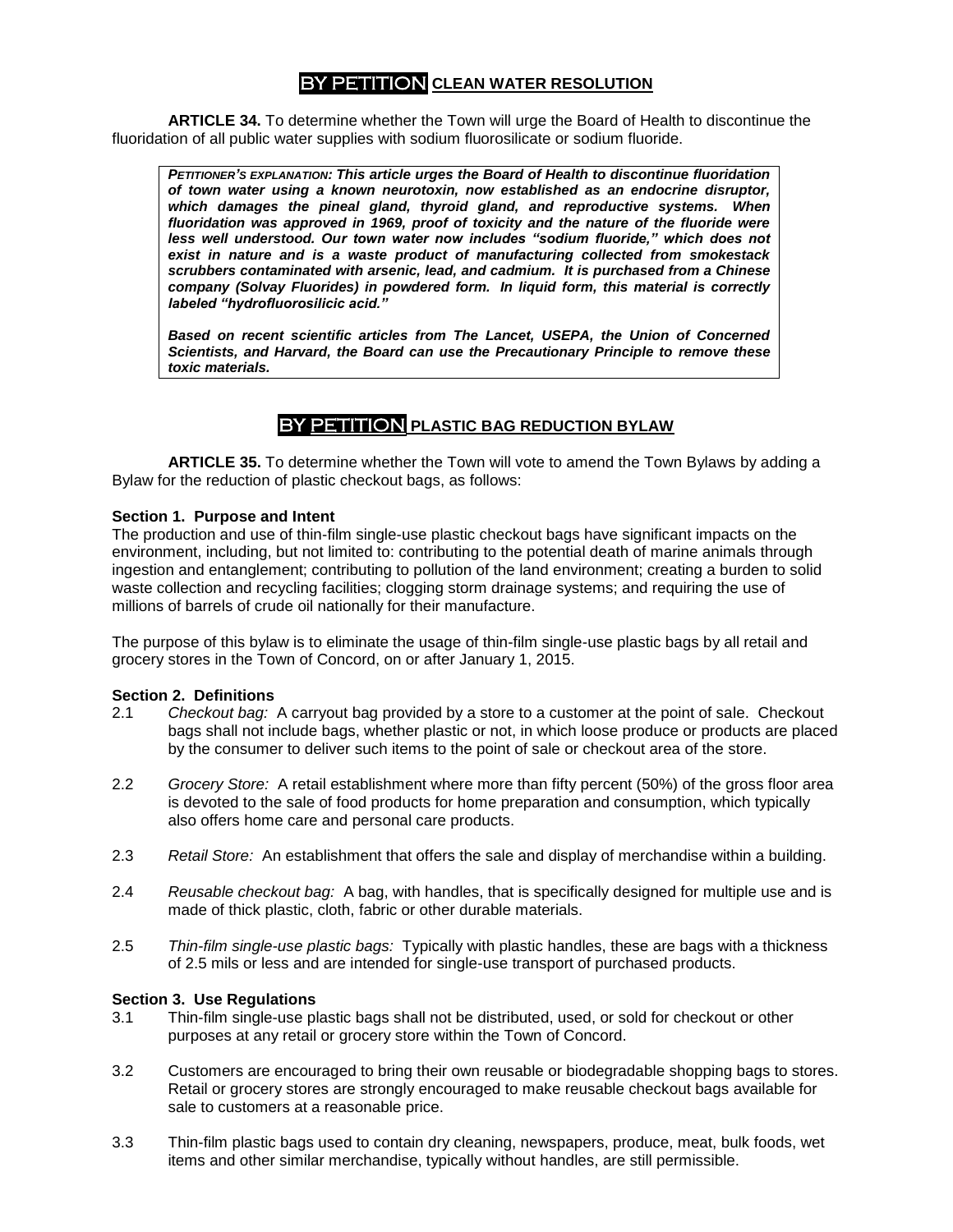## BY PETITION CLEAN WATER RESOLUTION

**ARTICLE 34.** To determine whether the Town will urge the Board of Health to discontinue the fluoridation of all public water supplies with sodium fluorosilicate or sodium fluoride.

> ***PETITIONER'S EXPLANATION: This article urges the Board of Health to discontinue fluoridation of town water using a known neurotoxin, now established as an endocrine disruptor, which damages the pineal gland, thyroid gland, and reproductive systems. When fluoridation was approved in 1969, proof of toxicity and the nature of the fluoride were less well understood. Our town water now includes "sodium fluoride," which does not exist in nature and is a waste product of manufacturing collected from smokestack scrubbers contaminated with arsenic, lead, and cadmium. It is purchased from a Chinese company (Solvay Fluorides) in powdered form. In liquid form, this material is correctly labeled "hydrofluorosilicic acid."***
>
> ***Based on recent scientific articles from The Lancet, USEPA, the Union of Concerned Scientists, and Harvard, the Board can use the Precautionary Principle to remove these toxic materials.***

## BY PETITION PLASTIC BAG REDUCTION BYLAW

**ARTICLE 35.** To determine whether the Town will vote to amend the Town Bylaws by adding a Bylaw for the reduction of plastic checkout bags, as follows:

**Section 1. Purpose and Intent**

The production and use of thin-film single-use plastic checkout bags have significant impacts on the environment, including, but not limited to: contributing to the potential death of marine animals through ingestion and entanglement; contributing to pollution of the land environment; creating a burden to solid waste collection and recycling facilities; clogging storm drainage systems; and requiring the use of millions of barrels of crude oil nationally for their manufacture.

The purpose of this bylaw is to eliminate the usage of thin-film single-use plastic bags by all retail and grocery stores in the Town of Concord, on or after January 1, 2015.

**Section 2. Definitions**

2.1 *Checkout bag:* A carryout bag provided by a store to a customer at the point of sale. Checkout bags shall not include bags, whether plastic or not, in which loose produce or products are placed by the consumer to deliver such items to the point of sale or checkout area of the store.

2.2 *Grocery Store:* A retail establishment where more than fifty percent (50%) of the gross floor area is devoted to the sale of food products for home preparation and consumption, which typically also offers home care and personal care products.

2.3 *Retail Store:* An establishment that offers the sale and display of merchandise within a building.

2.4 *Reusable checkout bag:* A bag, with handles, that is specifically designed for multiple use and is made of thick plastic, cloth, fabric or other durable materials.

2.5 *Thin-film single-use plastic bags:* Typically with plastic handles, these are bags with a thickness of 2.5 mils or less and are intended for single-use transport of purchased products.

**Section 3. Use Regulations**

3.1 Thin-film single-use plastic bags shall not be distributed, used, or sold for checkout or other purposes at any retail or grocery store within the Town of Concord.

3.2 Customers are encouraged to bring their own reusable or biodegradable shopping bags to stores. Retail or grocery stores are strongly encouraged to make reusable checkout bags available for sale to customers at a reasonable price.

3.3 Thin-film plastic bags used to contain dry cleaning, newspapers, produce, meat, bulk foods, wet items and other similar merchandise, typically without handles, are still permissible.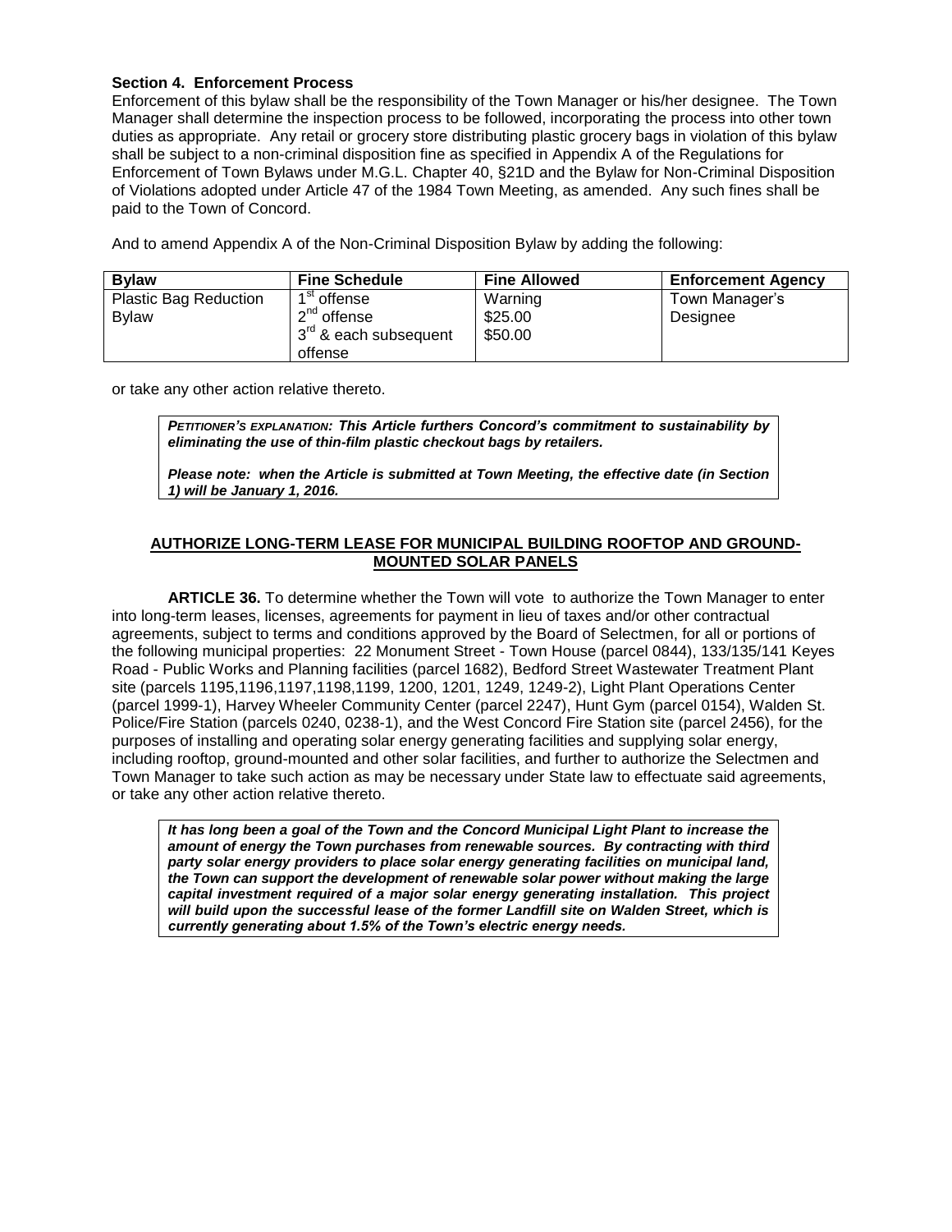**Section 4. Enforcement Process**

Enforcement of this bylaw shall be the responsibility of the Town Manager or his/her designee. The Town Manager shall determine the inspection process to be followed, incorporating the process into other town duties as appropriate. Any retail or grocery store distributing plastic grocery bags in violation of this bylaw shall be subject to a non-criminal disposition fine as specified in Appendix A of the Regulations for Enforcement of Town Bylaws under M.G.L. Chapter 40, §21D and the Bylaw for Non-Criminal Disposition of Violations adopted under Article 47 of the 1984 Town Meeting, as amended. Any such fines shall be paid to the Town of Concord.

And to amend Appendix A of the Non-Criminal Disposition Bylaw by adding the following:

| Bylaw | Fine Schedule | Fine Allowed | Enforcement Agency |
|---|---|---|---|
| Plastic Bag Reduction Bylaw | 1st offense<br>2nd offense<br>3rd & each subsequent offense | Warning<br>$25.00<br>$50.00 | Town Manager's Designee |

or take any other action relative thereto.

> ***PETITIONER'S EXPLANATION: This Article furthers Concord's commitment to sustainability by eliminating the use of thin-film plastic checkout bags by retailers.***
>
> ***Please note: when the Article is submitted at Town Meeting, the effective date (in Section 1) will be January 1, 2016.***

## AUTHORIZE LONG-TERM LEASE FOR MUNICIPAL BUILDING ROOFTOP AND GROUND-MOUNTED SOLAR PANELS

**ARTICLE 36.** To determine whether the Town will vote to authorize the Town Manager to enter into long-term leases, licenses, agreements for payment in lieu of taxes and/or other contractual agreements, subject to terms and conditions approved by the Board of Selectmen, for all or portions of the following municipal properties: 22 Monument Street - Town House (parcel 0844), 133/135/141 Keyes Road - Public Works and Planning facilities (parcel 1682), Bedford Street Wastewater Treatment Plant site (parcels 1195,1196,1197,1198,1199, 1200, 1201, 1249, 1249-2), Light Plant Operations Center (parcel 1999-1), Harvey Wheeler Community Center (parcel 2247), Hunt Gym (parcel 0154), Walden St. Police/Fire Station (parcels 0240, 0238-1), and the West Concord Fire Station site (parcel 2456), for the purposes of installing and operating solar energy generating facilities and supplying solar energy, including rooftop, ground-mounted and other solar facilities, and further to authorize the Selectmen and Town Manager to take such action as may be necessary under State law to effectuate said agreements, or take any other action relative thereto.

> ***It has long been a goal of the Town and the Concord Municipal Light Plant to increase the amount of energy the Town purchases from renewable sources. By contracting with third party solar energy providers to place solar energy generating facilities on municipal land, the Town can support the development of renewable solar power without making the large capital investment required of a major solar energy generating installation. This project will build upon the successful lease of the former Landfill site on Walden Street, which is currently generating about 1.5% of the Town's electric energy needs.***